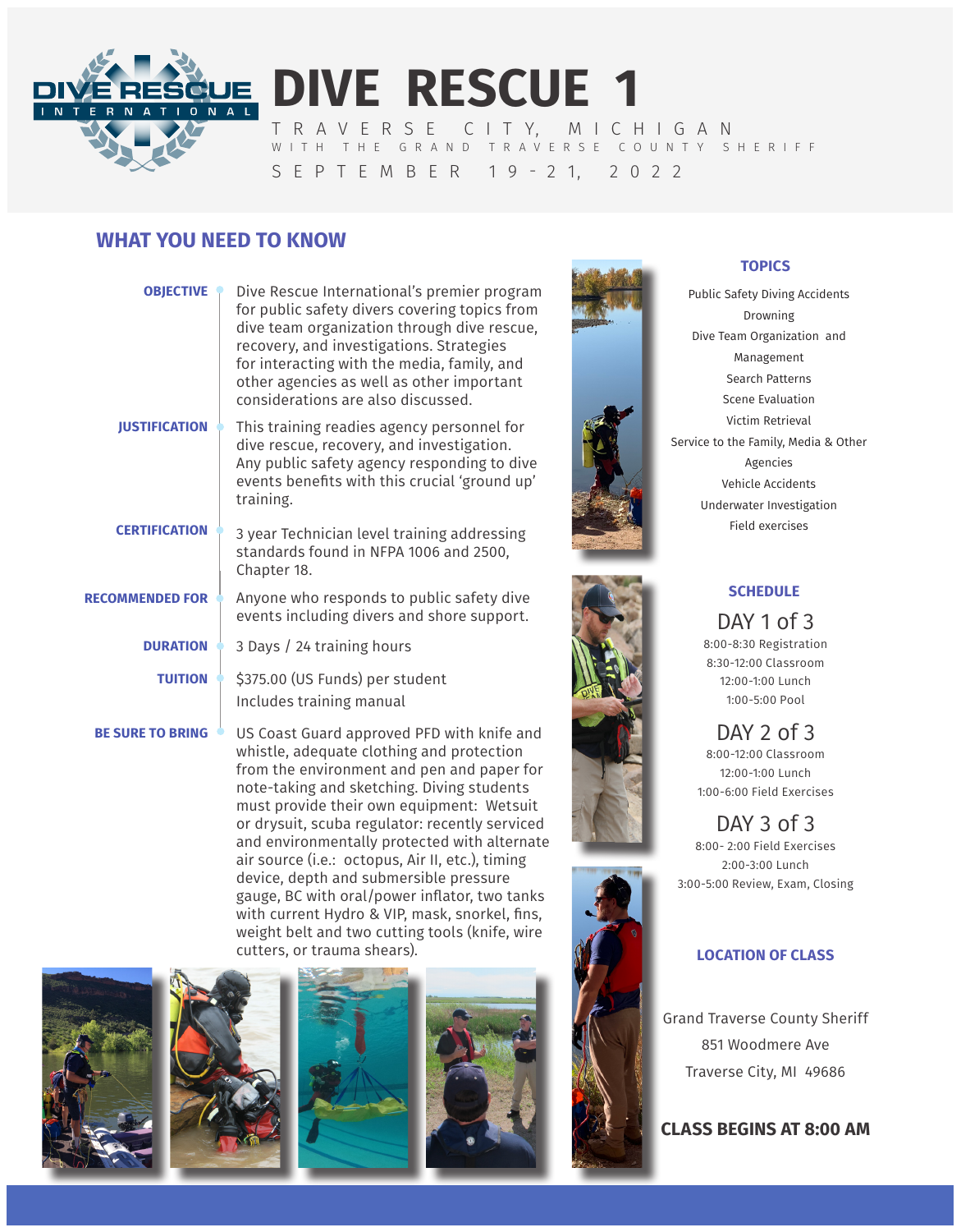# DIVE RESCUE 1

TRAVERSE CITY, MICHIGAN

WITH THE GRAND TRAVERSE COUNTY SHERIFF

SEPTEMBER 19-21, 2022

## WHAT YOU NEED TO KNOW

**OBJECTIVE**
Dive Rescue International's premier program for public safety divers covering topics from dive team organization through dive rescue, recovery, and investigations. Strategies for interacting with the media, family, and other agencies as well as other important considerations are also discussed.

**JUSTIFICATION**
This training readies agency personnel for dive rescue, recovery, and investigation. Any public safety agency responding to dive events benefits with this crucial 'ground up' training.

**CERTIFICATION**
3 year Technician level training addressing standards found in NFPA 1006 and 2500, Chapter 18.

**RECOMMENDED FOR**
Anyone who responds to public safety dive events including divers and shore support.

**DURATION**
3 Days / 24 training hours

**TUITION**
$375.00 (US Funds) per student
Includes training manual

**BE SURE TO BRING**
US Coast Guard approved PFD with knife and whistle, adequate clothing and protection from the environment and pen and paper for note-taking and sketching. Diving students must provide their own equipment: Wetsuit or drysuit, scuba regulator: recently serviced and environmentally protected with alternate air source (i.e.: octopus, Air II, etc.), timing device, depth and submersible pressure gauge, BC with oral/power inflator, two tanks with current Hydro & VIP, mask, snorkel, fins, weight belt and two cutting tools (knife, wire cutters, or trauma shears).

### TOPICS

Public Safety Diving Accidents
Drowning
Dive Team Organization and Management
Search Patterns
Scene Evaluation
Victim Retrieval
Service to the Family, Media & Other Agencies
Vehicle Accidents
Underwater Investigation
Field exercises

### SCHEDULE

**DAY 1 of 3**
8:00-8:30 Registration
8:30-12:00 Classroom
12:00-1:00 Lunch
1:00-5:00 Pool

**DAY 2 of 3**
8:00-12:00 Classroom
12:00-1:00 Lunch
1:00-6:00 Field Exercises

**DAY 3 of 3**
8:00- 2:00 Field Exercises
2:00-3:00 Lunch
3:00-5:00 Review, Exam, Closing

### LOCATION OF CLASS

Grand Traverse County Sheriff
851 Woodmere Ave
Traverse City, MI 49686

**CLASS BEGINS AT 8:00 AM**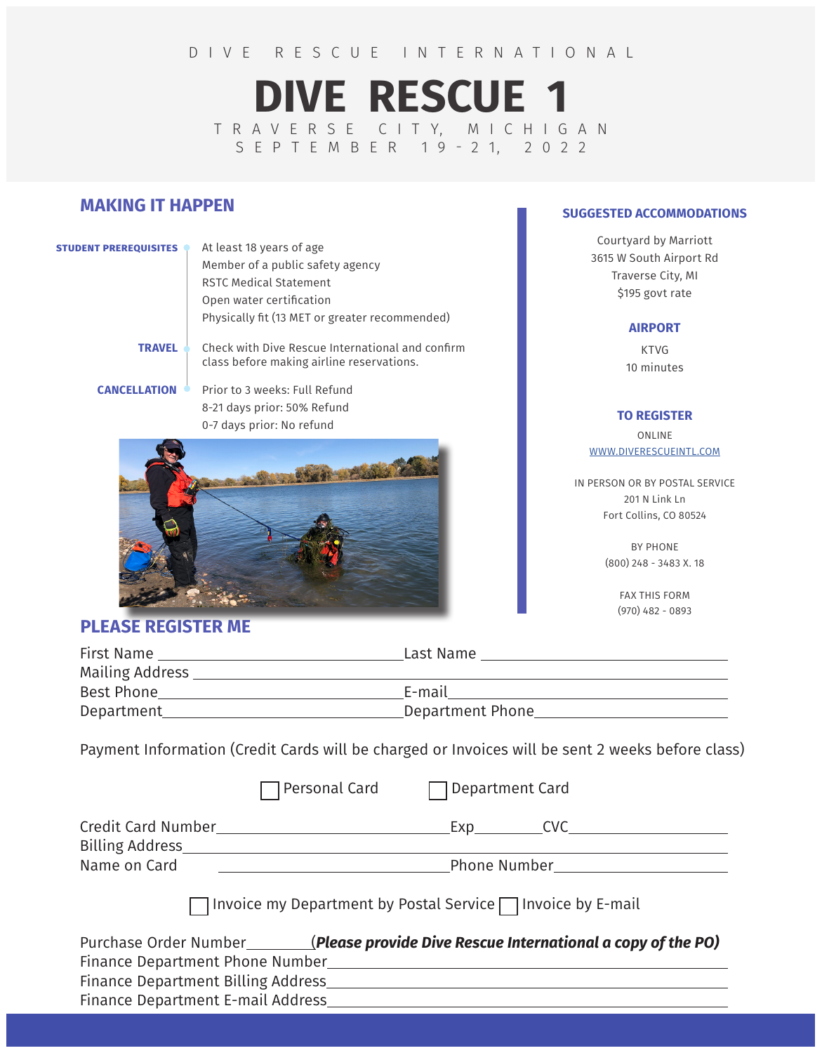DIVE RESCUE INTERNATIONAL

# DIVE RESCUE 1

TRAVERSE CITY, MICHIGAN
SEPTEMBER 19-21, 2022

## MAKING IT HAPPEN

**STUDENT PREREQUISITES**

At least 18 years of age
Member of a public safety agency
RSTC Medical Statement
Open water certification
Physically fit (13 MET or greater recommended)

**TRAVEL**

Check with Dive Rescue International and confirm class before making airline reservations.

**CANCELLATION**

Prior to 3 weeks: Full Refund
8-21 days prior: 50% Refund
0-7 days prior: No refund

### SUGGESTED ACCOMMODATIONS

Courtyard by Marriott
3615 W South Airport Rd
Traverse City, MI
$195 govt rate

### AIRPORT

KTVG
10 minutes

### TO REGISTER

ONLINE
WWW.DIVERESCUEINTL.COM

IN PERSON OR BY POSTAL SERVICE
201 N Link Ln
Fort Collins, CO 80524

BY PHONE
(800) 248 - 3483 X. 18

FAX THIS FORM
(970) 482 - 0893

## PLEASE REGISTER ME

First Name ____________________ Last Name ____________________
Mailing Address ________________________________________
Best Phone ____________________ E-mail ____________________
Department ____________________ Department Phone ____________________

Payment Information (Credit Cards will be charged or Invoices will be sent 2 weeks before class)

☐ Personal Card ☐ Department Card

Credit Card Number ____________________ Exp ________ CVC ________
Billing Address ________________________________________
Name on Card ____________________ Phone Number ____________________

☐ Invoice my Department by Postal Service ☐ Invoice by E-mail

Purchase Order Number ________ ***(Please provide Dive Rescue International a copy of the PO)***
Finance Department Phone Number ____________________
Finance Department Billing Address ____________________
Finance Department E-mail Address ____________________